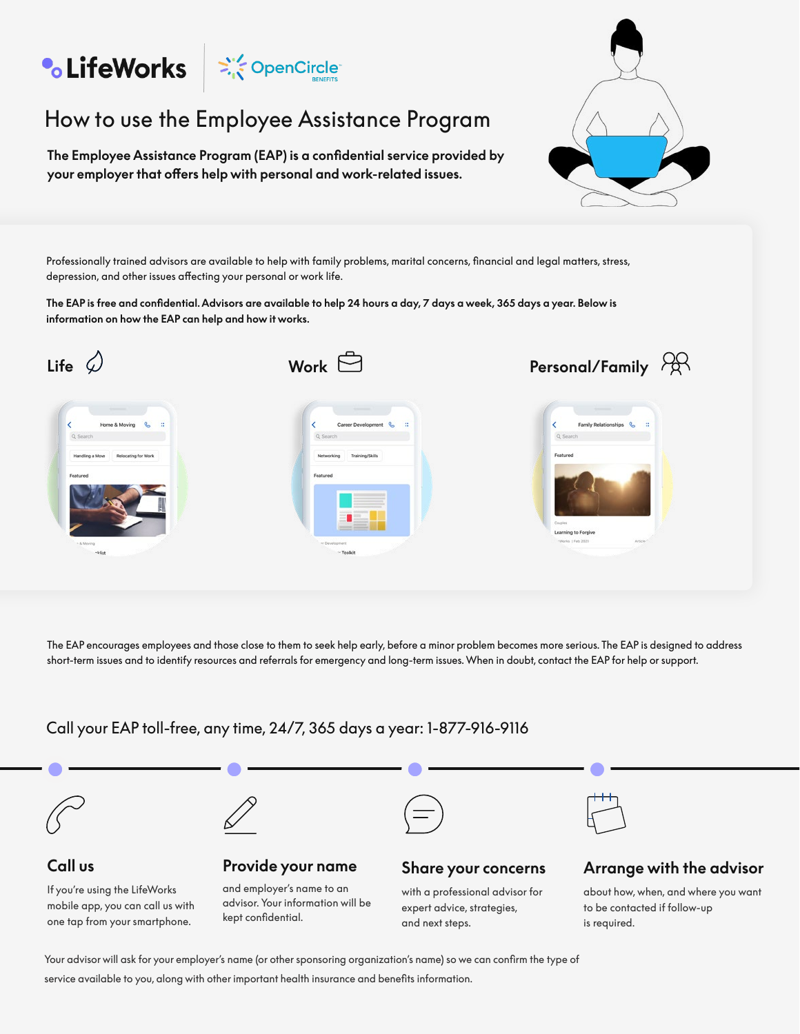LifeWorks | OpenCircle BENEFITS

# How to use the Employee Assistance Program

**The Employee Assistance Program (EAP) is a confidential service provided by your employer that offers help with personal and work-related issues.**

Professionally trained advisors are available to help with family problems, marital concerns, financial and legal matters, stress, depression, and other issues affecting your personal or work life.

**The EAP is free and confidential. Advisors are available to help 24 hours a day, 7 days a week, 365 days a year. Below is information on how the EAP can help and how it works.**

## Life

## Work

## Personal/Family

The EAP encourages employees and those close to them to seek help early, before a minor problem becomes more serious. The EAP is designed to address short-term issues and to identify resources and referrals for emergency and long-term issues. When in doubt, contact the EAP for help or support.

## Call your EAP toll-free, any time, 24/7, 365 days a year: 1-877-916-9116

### Call us

If you're using the LifeWorks mobile app, you can call us with one tap from your smartphone.

### Provide your name

and employer's name to an advisor. Your information will be kept confidential.

### Share your concerns

with a professional advisor for expert advice, strategies, and next steps.

### Arrange with the advisor

about how, when, and where you want to be contacted if follow-up is required.

Your advisor will ask for your employer's name (or other sponsoring organization's name) so we can confirm the type of service available to you, along with other important health insurance and benefits information.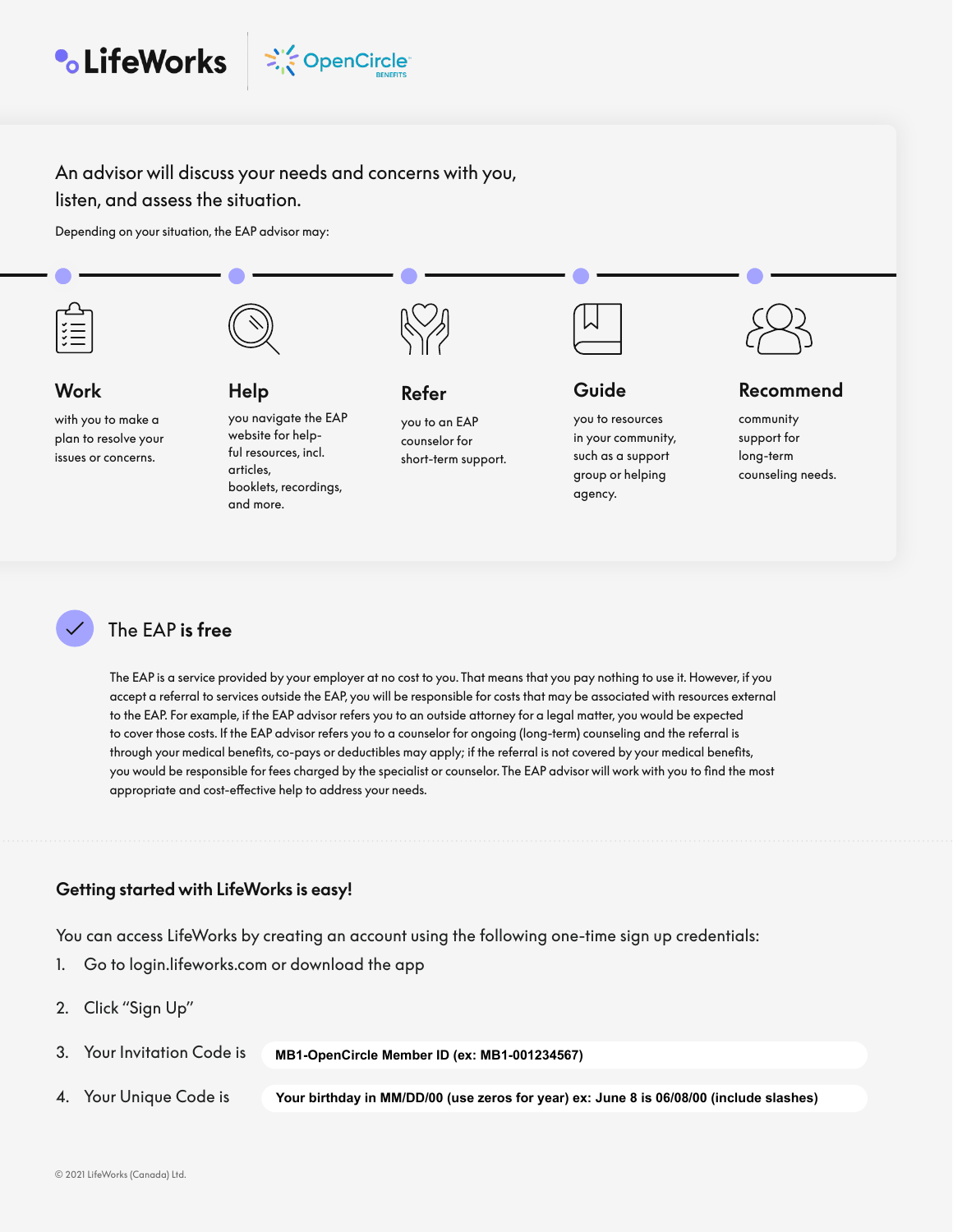LifeWorks | OpenCircle BENEFITS

An advisor will discuss your needs and concerns with you, listen, and assess the situation.

Depending on your situation, the EAP advisor may:

### Work

with you to make a plan to resolve your issues or concerns.

### Help

you navigate the EAP website for helpful resources, incl. articles, booklets, recordings, and more.

### Refer

you to an EAP counselor for short-term support.

### Guide

you to resources in your community, such as a support group or helping agency.

### Recommend

community support for long-term counseling needs.

## The EAP **is free**

The EAP is a service provided by your employer at no cost to you. That means that you pay nothing to use it. However, if you accept a referral to services outside the EAP, you will be responsible for costs that may be associated with resources external to the EAP. For example, if the EAP advisor refers you to an outside attorney for a legal matter, you would be expected to cover those costs. If the EAP advisor refers you to a counselor for ongoing (long-term) counseling and the referral is through your medical benefits, co-pays or deductibles may apply; if the referral is not covered by your medical benefits, you would be responsible for fees charged by the specialist or counselor. The EAP advisor will work with you to find the most appropriate and cost-effective help to address your needs.

### Getting started with LifeWorks is easy!

You can access LifeWorks by creating an account using the following one-time sign up credentials:

1. Go to login.lifeworks.com or download the app
2. Click "Sign Up"
3. Your Invitation Code is **MB1-OpenCircle Member ID (ex: MB1-001234567)**
4. Your Unique Code is **Your birthday in MM/DD/00 (use zeros for year) ex: June 8 is 06/08/00 (include slashes)**

© 2021 LifeWorks (Canada) Ltd.